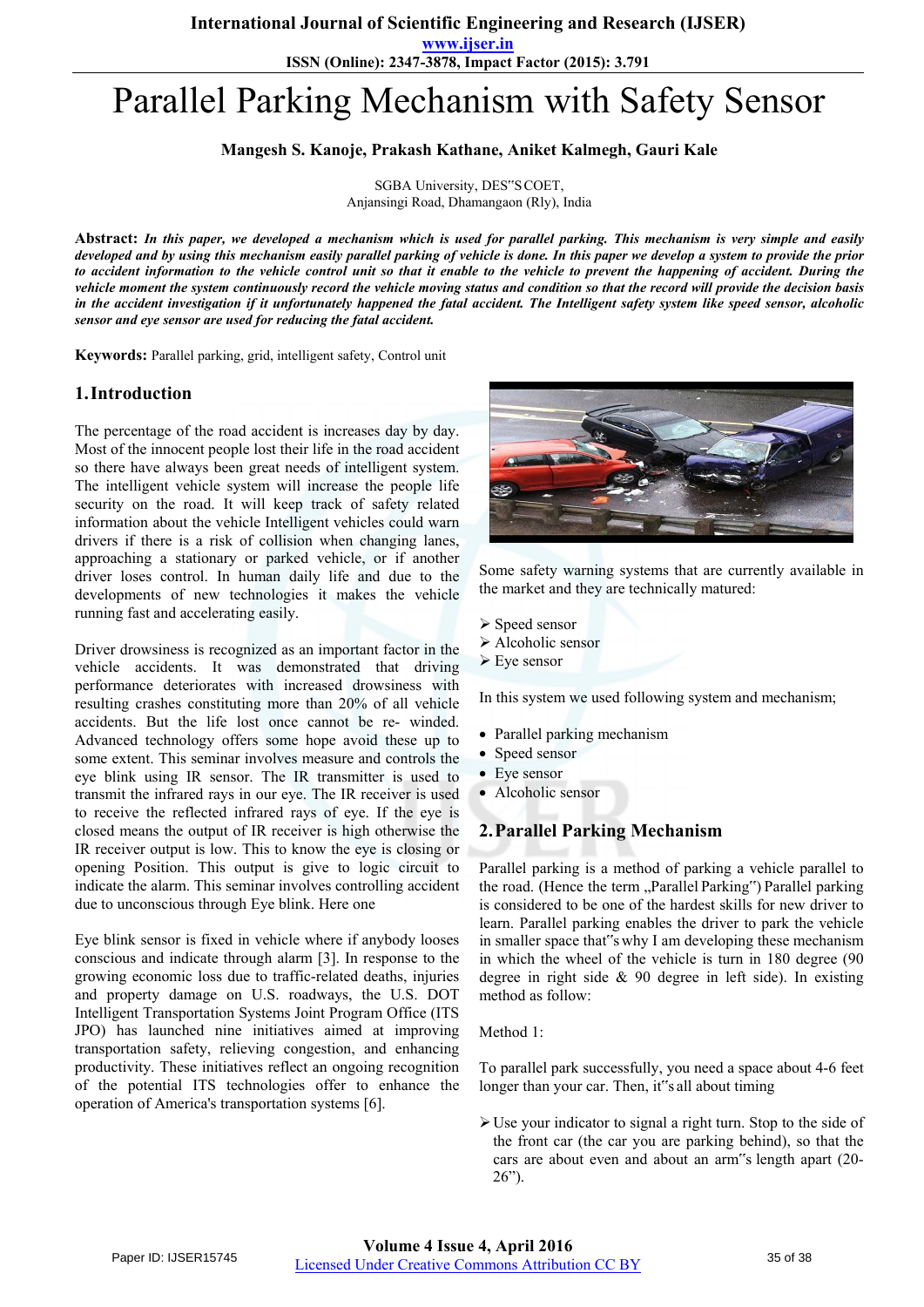# Parallel Parking Mechanism with Safety Sensor

**Mangesh S. Kanoje, Prakash Kathane, Aniket Kalmegh, Gauri Kale**

SGBA University, DES"S COET,
Anjansingi Road, Dhamangaon (Rly), India

**Abstract:** ***In this paper, we developed a mechanism which is used for parallel parking. This mechanism is very simple and easily developed and by using this mechanism easily parallel parking of vehicle is done. In this paper we develop a system to provide the prior to accident information to the vehicle control unit so that it enable to the vehicle to prevent the happening of accident. During the vehicle moment the system continuously record the vehicle moving status and condition so that the record will provide the decision basis in the accident investigation if it unfortunately happened the fatal accident. The Intelligent safety system like speed sensor, alcoholic sensor and eye sensor are used for reducing the fatal accident.***

**Keywords:** Parallel parking, grid, intelligent safety, Control unit

## 1. Introduction

The percentage of the road accident is increases day by day. Most of the innocent people lost their life in the road accident so there have always been great needs of intelligent system. The intelligent vehicle system will increase the people life security on the road. It will keep track of safety related information about the vehicle Intelligent vehicles could warn drivers if there is a risk of collision when changing lanes, approaching a stationary or parked vehicle, or if another driver loses control. In human daily life and due to the developments of new technologies it makes the vehicle running fast and accelerating easily.

Driver drowsiness is recognized as an important factor in the vehicle accidents. It was demonstrated that driving performance deteriorates with increased drowsiness with resulting crashes constituting more than 20% of all vehicle accidents. But the life lost once cannot be re- winded. Advanced technology offers some hope avoid these up to some extent. This seminar involves measure and controls the eye blink using IR sensor. The IR transmitter is used to transmit the infrared rays in our eye. The IR receiver is used to receive the reflected infrared rays of eye. If the eye is closed means the output of IR receiver is high otherwise the IR receiver output is low. This to know the eye is closing or opening Position. This output is give to logic circuit to indicate the alarm. This seminar involves controlling accident due to unconscious through Eye blink. Here one

Eye blink sensor is fixed in vehicle where if anybody looses conscious and indicate through alarm [3]. In response to the growing economic loss due to traffic-related deaths, injuries and property damage on U.S. roadways, the U.S. DOT Intelligent Transportation Systems Joint Program Office (ITS JPO) has launched nine initiatives aimed at improving transportation safety, relieving congestion, and enhancing productivity. These initiatives reflect an ongoing recognition of the potential ITS technologies offer to enhance the operation of America's transportation systems [6].

Some safety warning systems that are currently available in the market and they are technically matured:

- Speed sensor
- Alcoholic sensor
- Eye sensor

In this system we used following system and mechanism;

- Parallel parking mechanism
- Speed sensor
- Eye sensor
- Alcoholic sensor

## 2. Parallel Parking Mechanism

Parallel parking is a method of parking a vehicle parallel to the road. (Hence the term „Parallel Parking") Parallel parking is considered to be one of the hardest skills for new driver to learn. Parallel parking enables the driver to park the vehicle in smaller space that"s why I am developing these mechanism in which the wheel of the vehicle is turn in 180 degree (90 degree in right side & 90 degree in left side). In existing method as follow:

Method 1:

To parallel park successfully, you need a space about 4-6 feet longer than your car. Then, it"s all about timing

- Use your indicator to signal a right turn. Stop to the side of the front car (the car you are parking behind), so that the cars are about even and about an arm"s length apart (20-26").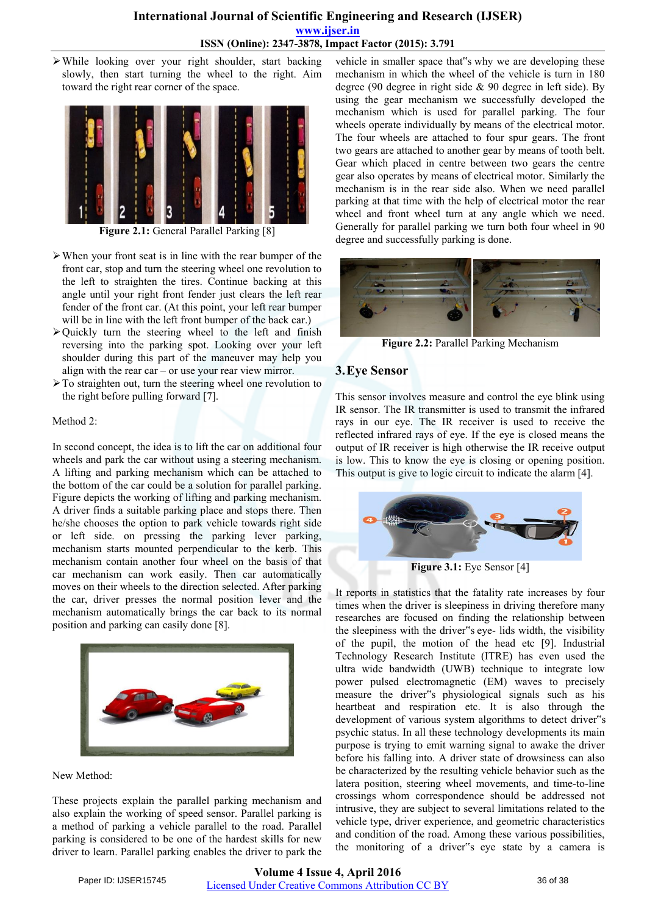- While looking over your right shoulder, start backing slowly, then start turning the wheel to the right. Aim toward the right rear corner of the space.

Figure 2.1: General Parallel Parking [8]

- When your front seat is in line with the rear bumper of the front car, stop and turn the steering wheel one revolution to the left to straighten the tires. Continue backing at this angle until your right front fender just clears the left rear fender of the front car. (At this point, your left rear bumper will be in line with the left front bumper of the back car.)
- Quickly turn the steering wheel to the left and finish reversing into the parking spot. Looking over your left shoulder during this part of the maneuver may help you align with the rear car – or use your rear view mirror.
- To straighten out, turn the steering wheel one revolution to the right before pulling forward [7].

Method 2:

In second concept, the idea is to lift the car on additional four wheels and park the car without using a steering mechanism. A lifting and parking mechanism which can be attached to the bottom of the car could be a solution for parallel parking. Figure depicts the working of lifting and parking mechanism. A driver finds a suitable parking place and stops there. Then he/she chooses the option to park vehicle towards right side or left side. on pressing the parking lever parking, mechanism starts mounted perpendicular to the kerb. This mechanism contain another four wheel on the basis of that car mechanism can work easily. Then car automatically moves on their wheels to the direction selected. After parking the car, driver presses the normal position lever and the mechanism automatically brings the car back to its normal position and parking can easily done [8].

New Method:

These projects explain the parallel parking mechanism and also explain the working of speed sensor. Parallel parking is a method of parking a vehicle parallel to the road. Parallel parking is considered to be one of the hardest skills for new driver to learn. Parallel parking enables the driver to park the vehicle in smaller space that"s why we are developing these mechanism in which the wheel of the vehicle is turn in 180 degree (90 degree in right side & 90 degree in left side). By using the gear mechanism we successfully developed the mechanism which is used for parallel parking. The four wheels operate individually by means of the electrical motor. The four wheels are attached to four spur gears. The front two gears are attached to another gear by means of tooth belt. Gear which placed in centre between two gears the centre gear also operates by means of electrical motor. Similarly the mechanism is in the rear side also. When we need parallel parking at that time with the help of electrical motor the rear wheel and front wheel turn at any angle which we need. Generally for parallel parking we turn both four wheel in 90 degree and successfully parking is done.

Figure 2.2: Parallel Parking Mechanism

## 3. Eye Sensor

This sensor involves measure and control the eye blink using IR sensor. The IR transmitter is used to transmit the infrared rays in our eye. The IR receiver is used to receive the reflected infrared rays of eye. If the eye is closed means the output of IR receiver is high otherwise the IR receive output is low. This to know the eye is closing or opening position. This output is give to logic circuit to indicate the alarm [4].

Figure 3.1: Eye Sensor [4]

It reports in statistics that the fatality rate increases by four times when the driver is sleepiness in driving therefore many researches are focused on finding the relationship between the sleepiness with the driver"s eye- lids width, the visibility of the pupil, the motion of the head etc [9]. Industrial Technology Research Institute (ITRE) has even used the ultra wide bandwidth (UWB) technique to integrate low power pulsed electromagnetic (EM) waves to precisely measure the driver"s physiological signals such as his heartbeat and respiration etc. It is also through the development of various system algorithms to detect driver"s psychic status. In all these technology developments its main purpose is trying to emit warning signal to awake the driver before his falling into. A driver state of drowsiness can also be characterized by the resulting vehicle behavior such as the latera position, steering wheel movements, and time-to-line crossings whom correspondence should be addressed not intrusive, they are subject to several limitations related to the vehicle type, driver experience, and geometric characteristics and condition of the road. Among these various possibilities, the monitoring of a driver"s eye state by a camera is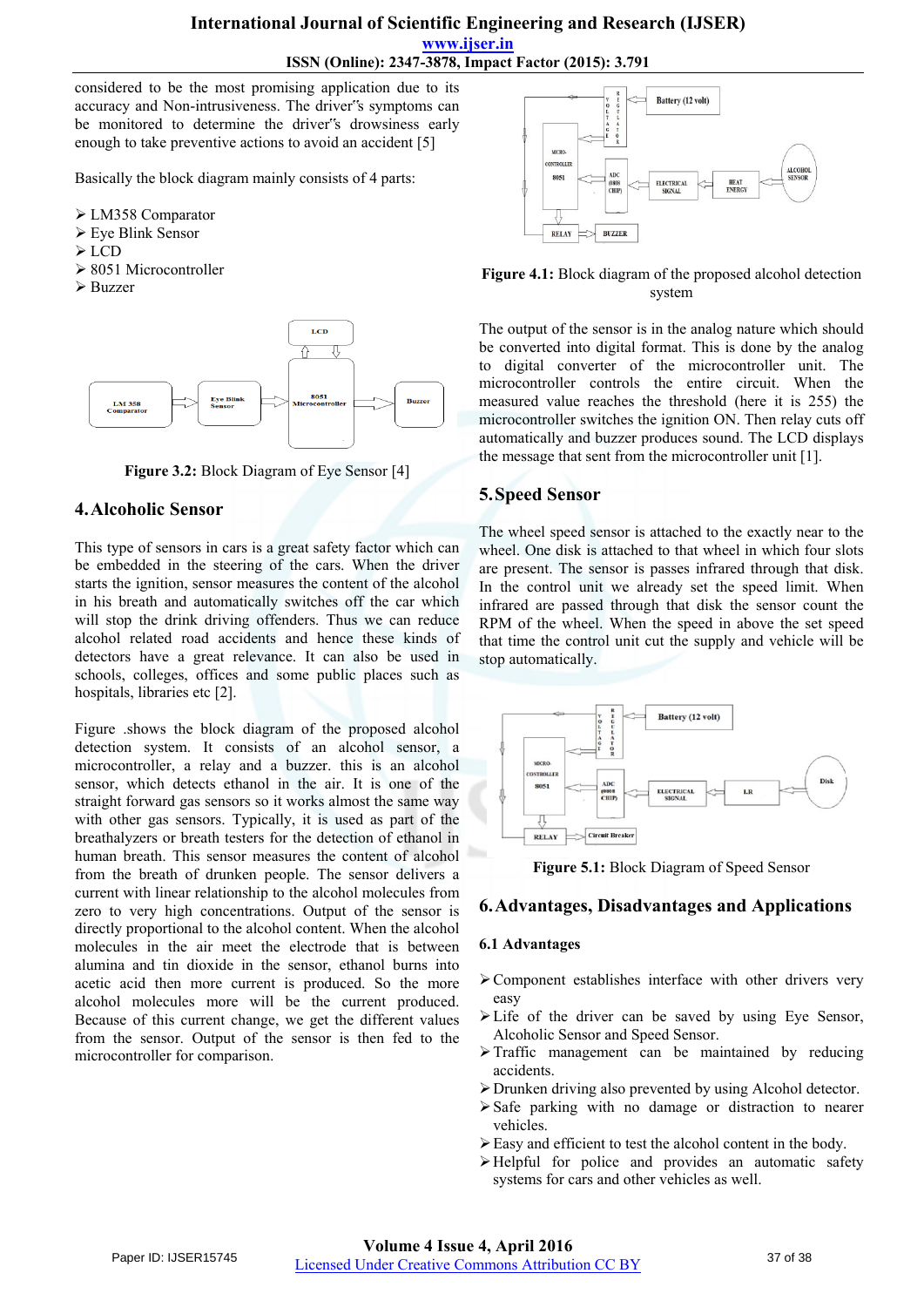considered to be the most promising application due to its accuracy and Non-intrusiveness. The driver"s symptoms can be monitored to determine the driver"s drowsiness early enough to take preventive actions to avoid an accident [5]

Basically the block diagram mainly consists of 4 parts:

- LM358 Comparator
- Eye Blink Sensor
- LCD
- 8051 Microcontroller
- Buzzer

LCD
LM 358 Comparator
Eye Blink Sensor
8051 Microcontroller
Buzzer

**Figure 3.2:** Block Diagram of Eye Sensor [4]

## 4. Alcoholic Sensor

This type of sensors in cars is a great safety factor which can be embedded in the steering of the cars. When the driver starts the ignition, sensor measures the content of the alcohol in his breath and automatically switches off the car which will stop the drink driving offenders. Thus we can reduce alcohol related road accidents and hence these kinds of detectors have a great relevance. It can also be used in schools, colleges, offices and some public places such as hospitals, libraries etc [2].

Figure .shows the block diagram of the proposed alcohol detection system. It consists of an alcohol sensor, a microcontroller, a relay and a buzzer. this is an alcohol sensor, which detects ethanol in the air. It is one of the straight forward gas sensors so it works almost the same way with other gas sensors. Typically, it is used as part of the breathalyzers or breath testers for the detection of ethanol in human breath. This sensor measures the content of alcohol from the breath of drunken people. The sensor delivers a current with linear relationship to the alcohol molecules from zero to very high concentrations. Output of the sensor is directly proportional to the alcohol content. When the alcohol molecules in the air meet the electrode that is between alumina and tin dioxide in the sensor, ethanol burns into acetic acid then more current is produced. So the more alcohol molecules more will be the current produced. Because of this current change, we get the different values from the sensor. Output of the sensor is then fed to the microcontroller for comparison.

VOLTAGE REGULATOR
Battery (12 volt)
MICRO-CONTROLLER 8051
ADC (0808 CHIP)
ELECTRICAL SIGNAL
HEAT ENERGY
ALCOHOL SENSOR
RELAY
BUZZER

**Figure 4.1:** Block diagram of the proposed alcohol detection system

The output of the sensor is in the analog nature which should be converted into digital format. This is done by the analog to digital converter of the microcontroller unit. The microcontroller controls the entire circuit. When the measured value reaches the threshold (here it is 255) the microcontroller switches the ignition ON. Then relay cuts off automatically and buzzer produces sound. The LCD displays the message that sent from the microcontroller unit [1].

## 5. Speed Sensor

The wheel speed sensor is attached to the exactly near to the wheel. One disk is attached to that wheel in which four slots are present. The sensor is passes infrared through that disk. In the control unit we already set the speed limit. When infrared are passed through that disk the sensor count the RPM of the wheel. When the speed in above the set speed that time the control unit cut the supply and vehicle will be stop automatically.

VOLTAGE REGULATOR
Battery (12 volt)
MICRO-CONTROLLER 8051
ADC (0808 CHIP)
ELECTRICAL SIGNAL
LR
Disk
RELAY
Circuit Breaker

**Figure 5.1:** Block Diagram of Speed Sensor

## 6. Advantages, Disadvantages and Applications

### 6.1 Advantages

- Component establishes interface with other drivers very easy
- Life of the driver can be saved by using Eye Sensor, Alcoholic Sensor and Speed Sensor.
- Traffic management can be maintained by reducing accidents.
- Drunken driving also prevented by using Alcohol detector.
- Safe parking with no damage or distraction to nearer vehicles.
- Easy and efficient to test the alcohol content in the body.
- Helpful for police and provides an automatic safety systems for cars and other vehicles as well.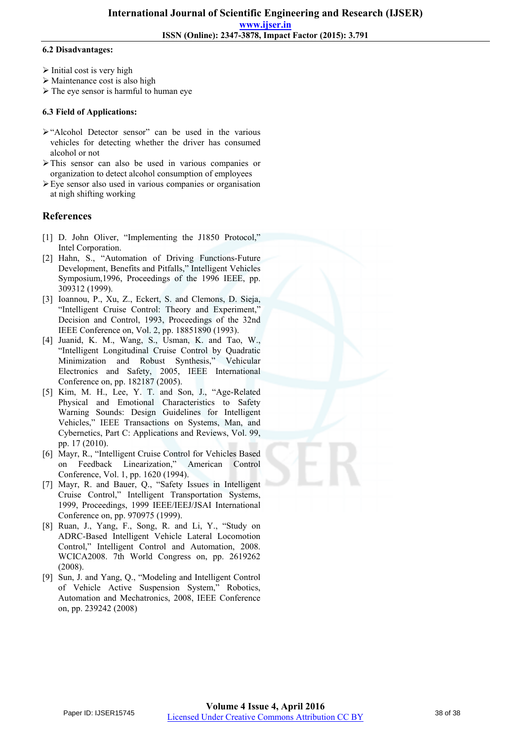### 6.2 Disadvantages:

- Initial cost is very high
- Maintenance cost is also high
- The eye sensor is harmful to human eye

### 6.3 Field of Applications:

- "Alcohol Detector sensor" can be used in the various vehicles for detecting whether the driver has consumed alcohol or not
- This sensor can also be used in various companies or organization to detect alcohol consumption of employees
- Eye sensor also used in various companies or organisation at nigh shifting working

## References

[1] D. John Oliver, "Implementing the J1850 Protocol," Intel Corporation.

[2] Hahn, S., "Automation of Driving Functions-Future Development, Benefits and Pitfalls," Intelligent Vehicles Symposium,1996, Proceedings of the 1996 IEEE, pp. 309312 (1999).

[3] Ioannou, P., Xu, Z., Eckert, S. and Clemons, D. Sieja, "Intelligent Cruise Control: Theory and Experiment," Decision and Control, 1993, Proceedings of the 32nd IEEE Conference on, Vol. 2, pp. 18851890 (1993).

[4] Juanid, K. M., Wang, S., Usman, K. and Tao, W., "Intelligent Longitudinal Cruise Control by Quadratic Minimization and Robust Synthesis," Vehicular Electronics and Safety, 2005, IEEE International Conference on, pp. 182187 (2005).

[5] Kim, M. H., Lee, Y. T. and Son, J., "Age-Related Physical and Emotional Characteristics to Safety Warning Sounds: Design Guidelines for Intelligent Vehicles," IEEE Transactions on Systems, Man, and Cybernetics, Part C: Applications and Reviews, Vol. 99, pp. 17 (2010).

[6] Mayr, R., "Intelligent Cruise Control for Vehicles Based on Feedback Linearization," American Control Conference, Vol. 1, pp. 1620 (1994).

[7] Mayr, R. and Bauer, Q., "Safety Issues in Intelligent Cruise Control," Intelligent Transportation Systems, 1999, Proceedings, 1999 IEEE/IEEJ/JSAI International Conference on, pp. 970975 (1999).

[8] Ruan, J., Yang, F., Song, R. and Li, Y., "Study on ADRC-Based Intelligent Vehicle Lateral Locomotion Control," Intelligent Control and Automation, 2008. WCICA2008. 7th World Congress on, pp. 2619262 (2008).

[9] Sun, J. and Yang, Q., "Modeling and Intelligent Control of Vehicle Active Suspension System," Robotics, Automation and Mechatronics, 2008, IEEE Conference on, pp. 239242 (2008)